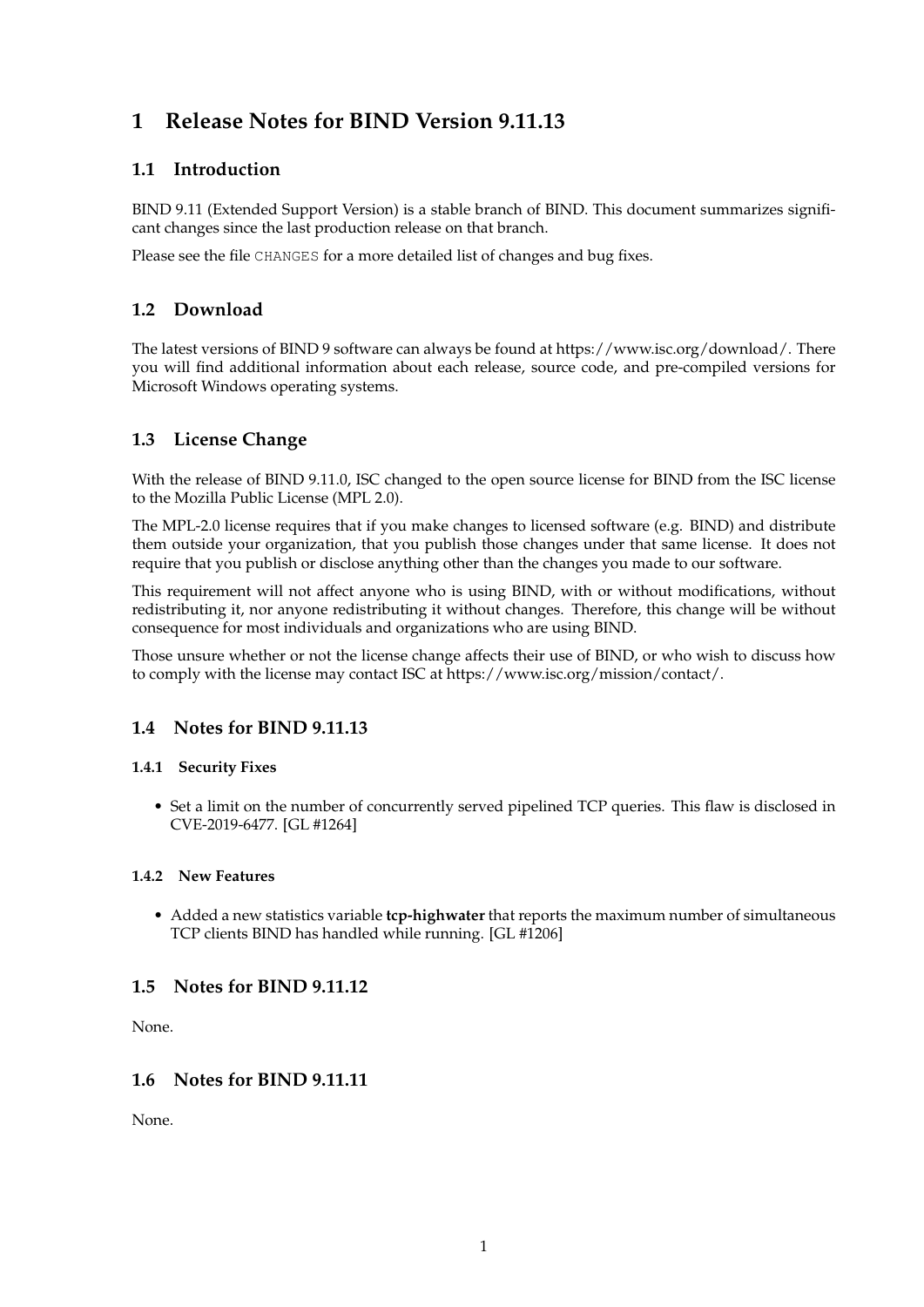# 1 Release Notes for BIND Version 9.11.13

## 1.1 Introduction

BIND 9.11 (Extended Support Version) is a stable branch of BIND. This document summarizes significant changes since the last production release on that branch.

Please see the file `CHANGES` for a more detailed list of changes and bug fixes.

## 1.2 Download

The latest versions of BIND 9 software can always be found at https://www.isc.org/download/. There you will find additional information about each release, source code, and pre-compiled versions for Microsoft Windows operating systems.

## 1.3 License Change

With the release of BIND 9.11.0, ISC changed to the open source license for BIND from the ISC license to the Mozilla Public License (MPL 2.0).

The MPL-2.0 license requires that if you make changes to licensed software (e.g. BIND) and distribute them outside your organization, that you publish those changes under that same license. It does not require that you publish or disclose anything other than the changes you made to our software.

This requirement will not affect anyone who is using BIND, with or without modifications, without redistributing it, nor anyone redistributing it without changes. Therefore, this change will be without consequence for most individuals and organizations who are using BIND.

Those unsure whether or not the license change affects their use of BIND, or who wish to discuss how to comply with the license may contact ISC at https://www.isc.org/mission/contact/.

## 1.4 Notes for BIND 9.11.13

### 1.4.1 Security Fixes

- Set a limit on the number of concurrently served pipelined TCP queries. This flaw is disclosed in CVE-2019-6477. [GL #1264]

### 1.4.2 New Features

- Added a new statistics variable **tcp-highwater** that reports the maximum number of simultaneous TCP clients BIND has handled while running. [GL #1206]

## 1.5 Notes for BIND 9.11.12

None.

## 1.6 Notes for BIND 9.11.11

None.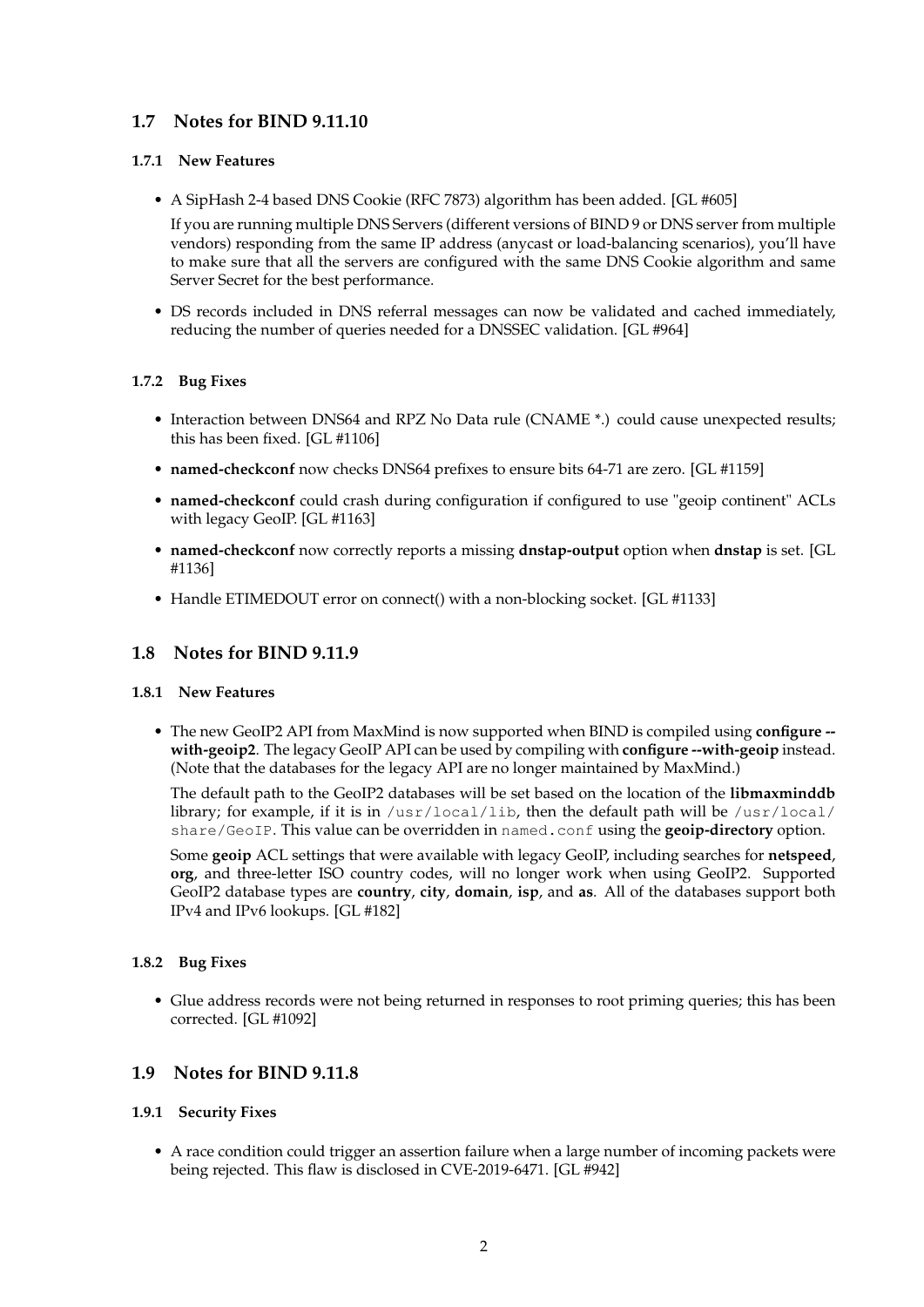## 1.7 Notes for BIND 9.11.10

### 1.7.1 New Features

- A SipHash 2-4 based DNS Cookie (RFC 7873) algorithm has been added. [GL #605]

  If you are running multiple DNS Servers (different versions of BIND 9 or DNS server from multiple vendors) responding from the same IP address (anycast or load-balancing scenarios), you'll have to make sure that all the servers are configured with the same DNS Cookie algorithm and same Server Secret for the best performance.

- DS records included in DNS referral messages can now be validated and cached immediately, reducing the number of queries needed for a DNSSEC validation. [GL #964]

### 1.7.2 Bug Fixes

- Interaction between DNS64 and RPZ No Data rule (CNAME *.) could cause unexpected results; this has been fixed. [GL #1106]
- **named-checkconf** now checks DNS64 prefixes to ensure bits 64-71 are zero. [GL #1159]
- **named-checkconf** could crash during configuration if configured to use "geoip continent" ACLs with legacy GeoIP. [GL #1163]
- **named-checkconf** now correctly reports a missing **dnstap-output** option when **dnstap** is set. [GL #1136]
- Handle ETIMEDOUT error on connect() with a non-blocking socket. [GL #1133]

## 1.8 Notes for BIND 9.11.9

### 1.8.1 New Features

- The new GeoIP2 API from MaxMind is now supported when BIND is compiled using **configure --with-geoip2**. The legacy GeoIP API can be used by compiling with **configure --with-geoip** instead. (Note that the databases for the legacy API are no longer maintained by MaxMind.)

  The default path to the GeoIP2 databases will be set based on the location of the **libmaxminddb** library; for example, if it is in `/usr/local/lib`, then the default path will be `/usr/local/share/GeoIP`. This value can be overridden in `named.conf` using the **geoip-directory** option.

  Some **geoip** ACL settings that were available with legacy GeoIP, including searches for **netspeed**, **org**, and three-letter ISO country codes, will no longer work when using GeoIP2. Supported GeoIP2 database types are **country**, **city**, **domain**, **isp**, and **as**. All of the databases support both IPv4 and IPv6 lookups. [GL #182]

### 1.8.2 Bug Fixes

- Glue address records were not being returned in responses to root priming queries; this has been corrected. [GL #1092]

## 1.9 Notes for BIND 9.11.8

### 1.9.1 Security Fixes

- A race condition could trigger an assertion failure when a large number of incoming packets were being rejected. This flaw is disclosed in CVE-2019-6471. [GL #942]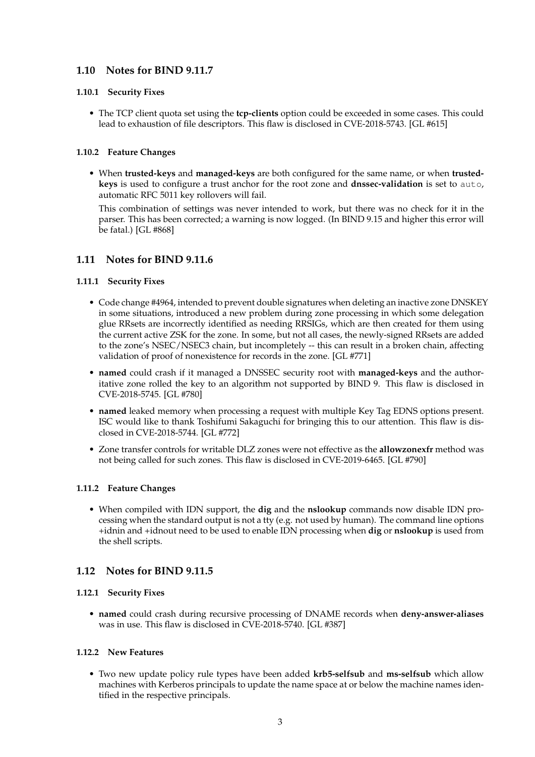## 1.10 Notes for BIND 9.11.7

### 1.10.1 Security Fixes

- The TCP client quota set using the **tcp-clients** option could be exceeded in some cases. This could lead to exhaustion of file descriptors. This flaw is disclosed in CVE-2018-5743. [GL #615]

### 1.10.2 Feature Changes

- When **trusted-keys** and **managed-keys** are both configured for the same name, or when **trusted-keys** is used to configure a trust anchor for the root zone and **dnssec-validation** is set to `auto`, automatic RFC 5011 key rollovers will fail.

  This combination of settings was never intended to work, but there was no check for it in the parser. This has been corrected; a warning is now logged. (In BIND 9.15 and higher this error will be fatal.) [GL #868]

## 1.11 Notes for BIND 9.11.6

### 1.11.1 Security Fixes

- Code change #4964, intended to prevent double signatures when deleting an inactive zone DNSKEY in some situations, introduced a new problem during zone processing in which some delegation glue RRsets are incorrectly identified as needing RRSIGs, which are then created for them using the current active ZSK for the zone. In some, but not all cases, the newly-signed RRsets are added to the zone's NSEC/NSEC3 chain, but incompletely -- this can result in a broken chain, affecting validation of proof of nonexistence for records in the zone. [GL #771]
- **named** could crash if it managed a DNSSEC security root with **managed-keys** and the authoritative zone rolled the key to an algorithm not supported by BIND 9. This flaw is disclosed in CVE-2018-5745. [GL #780]
- **named** leaked memory when processing a request with multiple Key Tag EDNS options present. ISC would like to thank Toshifumi Sakaguchi for bringing this to our attention. This flaw is disclosed in CVE-2018-5744. [GL #772]
- Zone transfer controls for writable DLZ zones were not effective as the **allowzonexfr** method was not being called for such zones. This flaw is disclosed in CVE-2019-6465. [GL #790]

### 1.11.2 Feature Changes

- When compiled with IDN support, the **dig** and the **nslookup** commands now disable IDN processing when the standard output is not a tty (e.g. not used by human). The command line options +idnin and +idnout need to be used to enable IDN processing when **dig** or **nslookup** is used from the shell scripts.

## 1.12 Notes for BIND 9.11.5

### 1.12.1 Security Fixes

- **named** could crash during recursive processing of DNAME records when **deny-answer-aliases** was in use. This flaw is disclosed in CVE-2018-5740. [GL #387]

### 1.12.2 New Features

- Two new update policy rule types have been added **krb5-selfsub** and **ms-selfsub** which allow machines with Kerberos principals to update the name space at or below the machine names identified in the respective principals.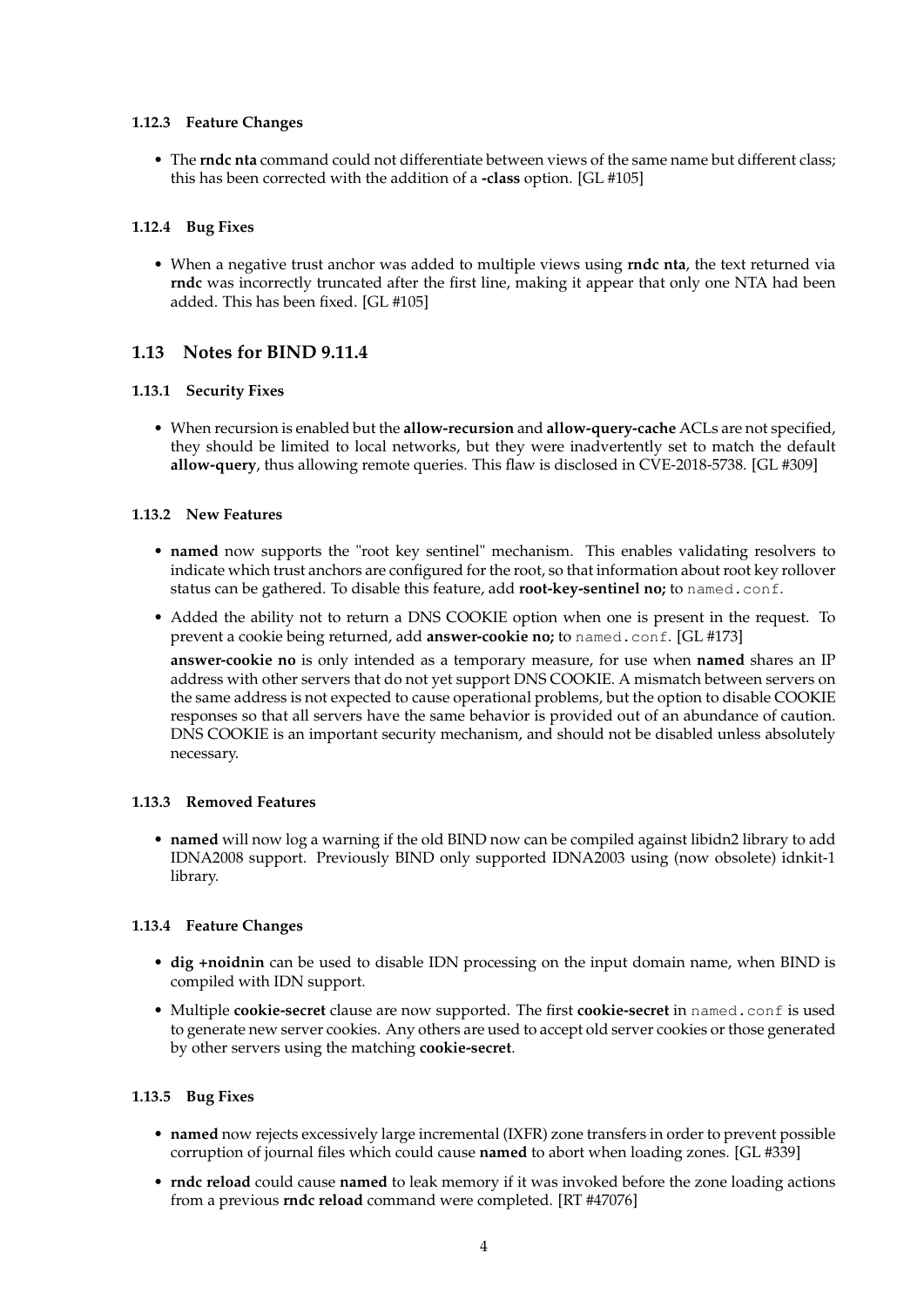#### 1.12.3 Feature Changes

- The **rndc nta** command could not differentiate between views of the same name but different class; this has been corrected with the addition of a **-class** option. [GL #105]

#### 1.12.4 Bug Fixes

- When a negative trust anchor was added to multiple views using **rndc nta**, the text returned via **rndc** was incorrectly truncated after the first line, making it appear that only one NTA had been added. This has been fixed. [GL #105]

### 1.13 Notes for BIND 9.11.4

#### 1.13.1 Security Fixes

- When recursion is enabled but the **allow-recursion** and **allow-query-cache** ACLs are not specified, they should be limited to local networks, but they were inadvertently set to match the default **allow-query**, thus allowing remote queries. This flaw is disclosed in CVE-2018-5738. [GL #309]

#### 1.13.2 New Features

- **named** now supports the "root key sentinel" mechanism. This enables validating resolvers to indicate which trust anchors are configured for the root, so that information about root key rollover status can be gathered. To disable this feature, add **root-key-sentinel no;** to `named.conf`.
- Added the ability not to return a DNS COOKIE option when one is present in the request. To prevent a cookie being returned, add **answer-cookie no;** to `named.conf`. [GL #173]

  **answer-cookie no** is only intended as a temporary measure, for use when **named** shares an IP address with other servers that do not yet support DNS COOKIE. A mismatch between servers on the same address is not expected to cause operational problems, but the option to disable COOKIE responses so that all servers have the same behavior is provided out of an abundance of caution. DNS COOKIE is an important security mechanism, and should not be disabled unless absolutely necessary.

#### 1.13.3 Removed Features

- **named** will now log a warning if the old BIND now can be compiled against libidn2 library to add IDNA2008 support. Previously BIND only supported IDNA2003 using (now obsolete) idnkit-1 library.

#### 1.13.4 Feature Changes

- **dig +noidnin** can be used to disable IDN processing on the input domain name, when BIND is compiled with IDN support.
- Multiple **cookie-secret** clause are now supported. The first **cookie-secret** in `named.conf` is used to generate new server cookies. Any others are used to accept old server cookies or those generated by other servers using the matching **cookie-secret**.

#### 1.13.5 Bug Fixes

- **named** now rejects excessively large incremental (IXFR) zone transfers in order to prevent possible corruption of journal files which could cause **named** to abort when loading zones. [GL #339]
- **rndc reload** could cause **named** to leak memory if it was invoked before the zone loading actions from a previous **rndc reload** command were completed. [RT #47076]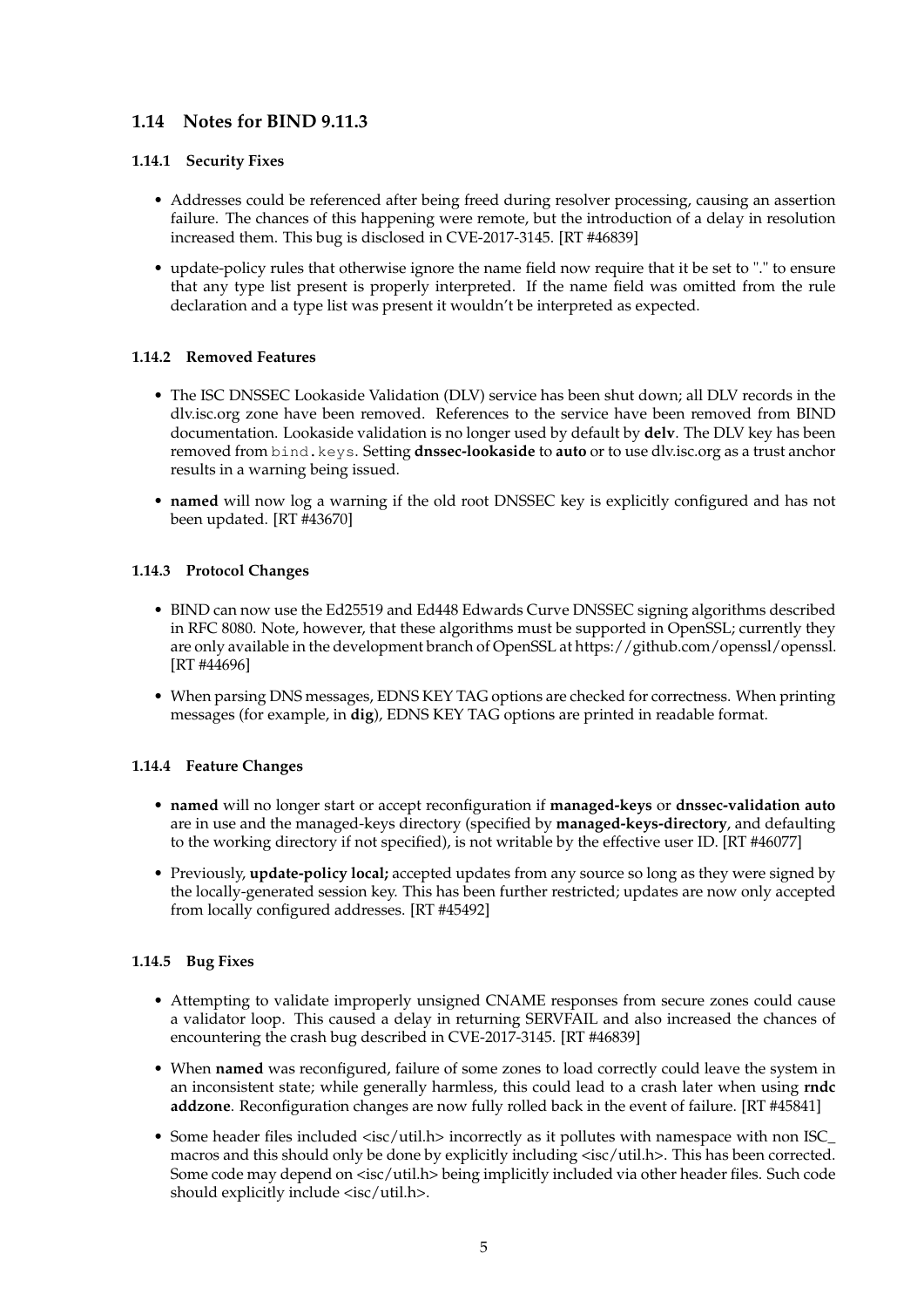## 1.14 Notes for BIND 9.11.3

### 1.14.1 Security Fixes

- Addresses could be referenced after being freed during resolver processing, causing an assertion failure. The chances of this happening were remote, but the introduction of a delay in resolution increased them. This bug is disclosed in CVE-2017-3145. [RT #46839]
- update-policy rules that otherwise ignore the name field now require that it be set to "." to ensure that any type list present is properly interpreted. If the name field was omitted from the rule declaration and a type list was present it wouldn't be interpreted as expected.

### 1.14.2 Removed Features

- The ISC DNSSEC Lookaside Validation (DLV) service has been shut down; all DLV records in the dlv.isc.org zone have been removed. References to the service have been removed from BIND documentation. Lookaside validation is no longer used by default by **delv**. The DLV key has been removed from `bind.keys`. Setting **dnssec-lookaside** to **auto** or to use dlv.isc.org as a trust anchor results in a warning being issued.
- **named** will now log a warning if the old root DNSSEC key is explicitly configured and has not been updated. [RT #43670]

### 1.14.3 Protocol Changes

- BIND can now use the Ed25519 and Ed448 Edwards Curve DNSSEC signing algorithms described in RFC 8080. Note, however, that these algorithms must be supported in OpenSSL; currently they are only available in the development branch of OpenSSL at https://github.com/openssl/openssl. [RT #44696]
- When parsing DNS messages, EDNS KEY TAG options are checked for correctness. When printing messages (for example, in **dig**), EDNS KEY TAG options are printed in readable format.

### 1.14.4 Feature Changes

- **named** will no longer start or accept reconfiguration if **managed-keys** or **dnssec-validation auto** are in use and the managed-keys directory (specified by **managed-keys-directory**, and defaulting to the working directory if not specified), is not writable by the effective user ID. [RT #46077]
- Previously, **update-policy local;** accepted updates from any source so long as they were signed by the locally-generated session key. This has been further restricted; updates are now only accepted from locally configured addresses. [RT #45492]

### 1.14.5 Bug Fixes

- Attempting to validate improperly unsigned CNAME responses from secure zones could cause a validator loop. This caused a delay in returning SERVFAIL and also increased the chances of encountering the crash bug described in CVE-2017-3145. [RT #46839]
- When **named** was reconfigured, failure of some zones to load correctly could leave the system in an inconsistent state; while generally harmless, this could lead to a crash later when using **rndc addzone**. Reconfiguration changes are now fully rolled back in the event of failure. [RT #45841]
- Some header files included <isc/util.h> incorrectly as it pollutes with namespace with non ISC_ macros and this should only be done by explicitly including <isc/util.h>. This has been corrected. Some code may depend on <isc/util.h> being implicitly included via other header files. Such code should explicitly include <isc/util.h>.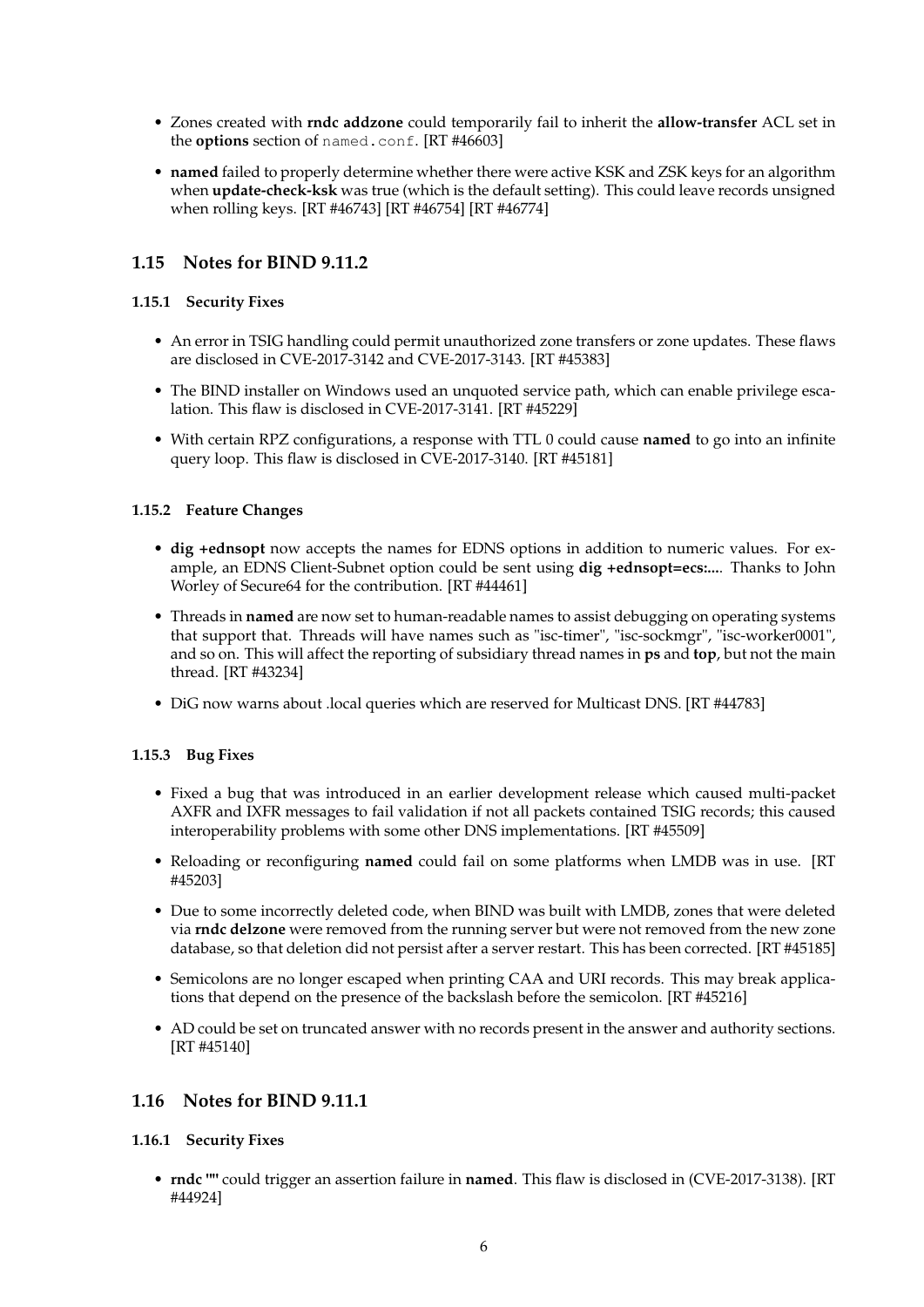- Zones created with **rndc addzone** could temporarily fail to inherit the **allow-transfer** ACL set in the **options** section of `named.conf`. [RT #46603]
- **named** failed to properly determine whether there were active KSK and ZSK keys for an algorithm when **update-check-ksk** was true (which is the default setting). This could leave records unsigned when rolling keys. [RT #46743] [RT #46754] [RT #46774]

## 1.15 Notes for BIND 9.11.2

### 1.15.1 Security Fixes

- An error in TSIG handling could permit unauthorized zone transfers or zone updates. These flaws are disclosed in CVE-2017-3142 and CVE-2017-3143. [RT #45383]
- The BIND installer on Windows used an unquoted service path, which can enable privilege escalation. This flaw is disclosed in CVE-2017-3141. [RT #45229]
- With certain RPZ configurations, a response with TTL 0 could cause **named** to go into an infinite query loop. This flaw is disclosed in CVE-2017-3140. [RT #45181]

### 1.15.2 Feature Changes

- **dig +ednsopt** now accepts the names for EDNS options in addition to numeric values. For example, an EDNS Client-Subnet option could be sent using **dig +ednsopt=ecs:...**. Thanks to John Worley of Secure64 for the contribution. [RT #44461]
- Threads in **named** are now set to human-readable names to assist debugging on operating systems that support that. Threads will have names such as "isc-timer", "isc-sockmgr", "isc-worker0001", and so on. This will affect the reporting of subsidiary thread names in **ps** and **top**, but not the main thread. [RT #43234]
- DiG now warns about .local queries which are reserved for Multicast DNS. [RT #44783]

### 1.15.3 Bug Fixes

- Fixed a bug that was introduced in an earlier development release which caused multi-packet AXFR and IXFR messages to fail validation if not all packets contained TSIG records; this caused interoperability problems with some other DNS implementations. [RT #45509]
- Reloading or reconfiguring **named** could fail on some platforms when LMDB was in use. [RT #45203]
- Due to some incorrectly deleted code, when BIND was built with LMDB, zones that were deleted via **rndc delzone** were removed from the running server but were not removed from the new zone database, so that deletion did not persist after a server restart. This has been corrected. [RT #45185]
- Semicolons are no longer escaped when printing CAA and URI records. This may break applications that depend on the presence of the backslash before the semicolon. [RT #45216]
- AD could be set on truncated answer with no records present in the answer and authority sections. [RT #45140]

## 1.16 Notes for BIND 9.11.1

### 1.16.1 Security Fixes

- **rndc ""** could trigger an assertion failure in **named**. This flaw is disclosed in (CVE-2017-3138). [RT #44924]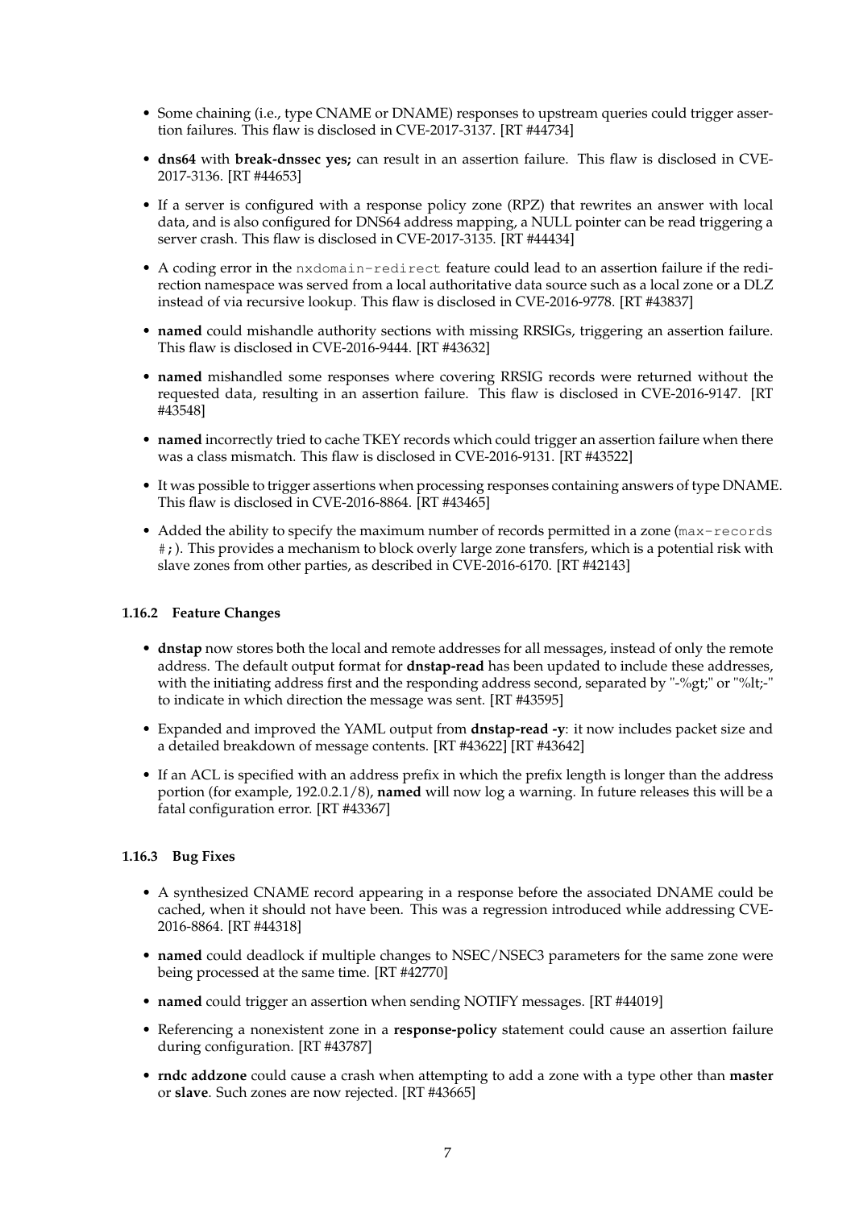- Some chaining (i.e., type CNAME or DNAME) responses to upstream queries could trigger assertion failures. This flaw is disclosed in CVE-2017-3137. [RT #44734]
- **dns64** with **break-dnssec yes;** can result in an assertion failure. This flaw is disclosed in CVE-2017-3136. [RT #44653]
- If a server is configured with a response policy zone (RPZ) that rewrites an answer with local data, and is also configured for DNS64 address mapping, a NULL pointer can be read triggering a server crash. This flaw is disclosed in CVE-2017-3135. [RT #44434]
- A coding error in the `nxdomain-redirect` feature could lead to an assertion failure if the redirection namespace was served from a local authoritative data source such as a local zone or a DLZ instead of via recursive lookup. This flaw is disclosed in CVE-2016-9778. [RT #43837]
- **named** could mishandle authority sections with missing RRSIGs, triggering an assertion failure. This flaw is disclosed in CVE-2016-9444. [RT #43632]
- **named** mishandled some responses where covering RRSIG records were returned without the requested data, resulting in an assertion failure. This flaw is disclosed in CVE-2016-9147. [RT #43548]
- **named** incorrectly tried to cache TKEY records which could trigger an assertion failure when there was a class mismatch. This flaw is disclosed in CVE-2016-9131. [RT #43522]
- It was possible to trigger assertions when processing responses containing answers of type DNAME. This flaw is disclosed in CVE-2016-8864. [RT #43465]
- Added the ability to specify the maximum number of records permitted in a zone (`max-records #;`). This provides a mechanism to block overly large zone transfers, which is a potential risk with slave zones from other parties, as described in CVE-2016-6170. [RT #42143]

### 1.16.2 Feature Changes

- **dnstap** now stores both the local and remote addresses for all messages, instead of only the remote address. The default output format for **dnstap-read** has been updated to include these addresses, with the initiating address first and the responding address second, separated by "-%gt;" or "%lt;-" to indicate in which direction the message was sent. [RT #43595]
- Expanded and improved the YAML output from **dnstap-read -y**: it now includes packet size and a detailed breakdown of message contents. [RT #43622] [RT #43642]
- If an ACL is specified with an address prefix in which the prefix length is longer than the address portion (for example, 192.0.2.1/8), **named** will now log a warning. In future releases this will be a fatal configuration error. [RT #43367]

### 1.16.3 Bug Fixes

- A synthesized CNAME record appearing in a response before the associated DNAME could be cached, when it should not have been. This was a regression introduced while addressing CVE-2016-8864. [RT #44318]
- **named** could deadlock if multiple changes to NSEC/NSEC3 parameters for the same zone were being processed at the same time. [RT #42770]
- **named** could trigger an assertion when sending NOTIFY messages. [RT #44019]
- Referencing a nonexistent zone in a **response-policy** statement could cause an assertion failure during configuration. [RT #43787]
- **rndc addzone** could cause a crash when attempting to add a zone with a type other than **master** or **slave**. Such zones are now rejected. [RT #43665]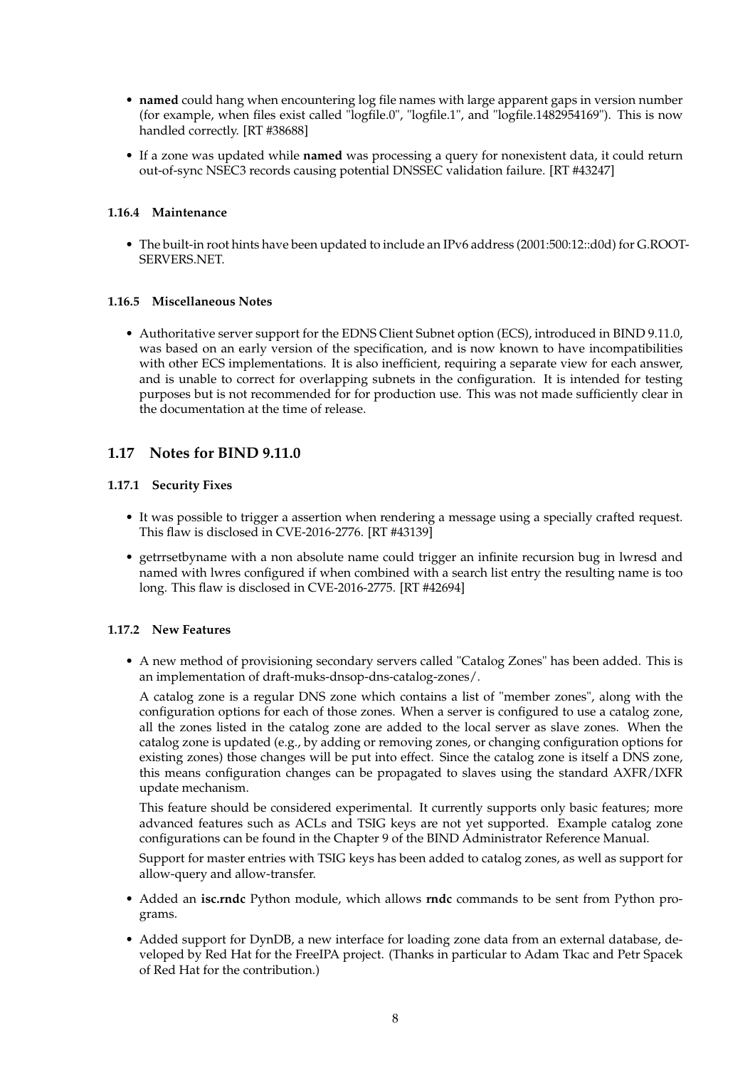- **named** could hang when encountering log file names with large apparent gaps in version number (for example, when files exist called "logfile.0", "logfile.1", and "logfile.1482954169"). This is now handled correctly. [RT #38688]
- If a zone was updated while **named** was processing a query for nonexistent data, it could return out-of-sync NSEC3 records causing potential DNSSEC validation failure. [RT #43247]

#### 1.16.4 Maintenance

- The built-in root hints have been updated to include an IPv6 address (2001:500:12::d0d) for G.ROOT-SERVERS.NET.

#### 1.16.5 Miscellaneous Notes

- Authoritative server support for the EDNS Client Subnet option (ECS), introduced in BIND 9.11.0, was based on an early version of the specification, and is now known to have incompatibilities with other ECS implementations. It is also inefficient, requiring a separate view for each answer, and is unable to correct for overlapping subnets in the configuration. It is intended for testing purposes but is not recommended for for production use. This was not made sufficiently clear in the documentation at the time of release.

## 1.17 Notes for BIND 9.11.0

#### 1.17.1 Security Fixes

- It was possible to trigger a assertion when rendering a message using a specially crafted request. This flaw is disclosed in CVE-2016-2776. [RT #43139]
- getrrsetbyname with a non absolute name could trigger an infinite recursion bug in lwresd and named with lwres configured if when combined with a search list entry the resulting name is too long. This flaw is disclosed in CVE-2016-2775. [RT #42694]

#### 1.17.2 New Features

- A new method of provisioning secondary servers called "Catalog Zones" has been added. This is an implementation of draft-muks-dnsop-dns-catalog-zones/.

  A catalog zone is a regular DNS zone which contains a list of "member zones", along with the configuration options for each of those zones. When a server is configured to use a catalog zone, all the zones listed in the catalog zone are added to the local server as slave zones. When the catalog zone is updated (e.g., by adding or removing zones, or changing configuration options for existing zones) those changes will be put into effect. Since the catalog zone is itself a DNS zone, this means configuration changes can be propagated to slaves using the standard AXFR/IXFR update mechanism.

  This feature should be considered experimental. It currently supports only basic features; more advanced features such as ACLs and TSIG keys are not yet supported. Example catalog zone configurations can be found in the Chapter 9 of the BIND Administrator Reference Manual.

  Support for master entries with TSIG keys has been added to catalog zones, as well as support for allow-query and allow-transfer.

- Added an **isc.rndc** Python module, which allows **rndc** commands to be sent from Python programs.
- Added support for DynDB, a new interface for loading zone data from an external database, developed by Red Hat for the FreeIPA project. (Thanks in particular to Adam Tkac and Petr Spacek of Red Hat for the contribution.)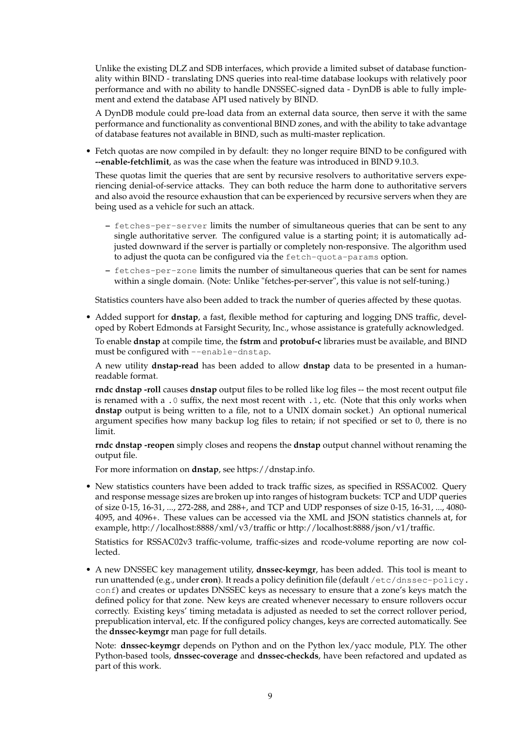Unlike the existing DLZ and SDB interfaces, which provide a limited subset of database functionality within BIND - translating DNS queries into real-time database lookups with relatively poor performance and with no ability to handle DNSSEC-signed data - DynDB is able to fully implement and extend the database API used natively by BIND.

A DynDB module could pre-load data from an external data source, then serve it with the same performance and functionality as conventional BIND zones, and with the ability to take advantage of database features not available in BIND, such as multi-master replication.

- Fetch quotas are now compiled in by default: they no longer require BIND to be configured with **--enable-fetchlimit**, as was the case when the feature was introduced in BIND 9.10.3.

  These quotas limit the queries that are sent by recursive resolvers to authoritative servers experiencing denial-of-service attacks. They can both reduce the harm done to authoritative servers and also avoid the resource exhaustion that can be experienced by recursive servers when they are being used as a vehicle for such an attack.

  - `fetches-per-server` limits the number of simultaneous queries that can be sent to any single authoritative server. The configured value is a starting point; it is automatically adjusted downward if the server is partially or completely non-responsive. The algorithm used to adjust the quota can be configured via the `fetch-quota-params` option.
  - `fetches-per-zone` limits the number of simultaneous queries that can be sent for names within a single domain. (Note: Unlike "fetches-per-server", this value is not self-tuning.)

  Statistics counters have also been added to track the number of queries affected by these quotas.

- Added support for **dnstap**, a fast, flexible method for capturing and logging DNS traffic, developed by Robert Edmonds at Farsight Security, Inc., whose assistance is gratefully acknowledged.

  To enable **dnstap** at compile time, the **fstrm** and **protobuf-c** libraries must be available, and BIND must be configured with `--enable-dnstap`.

  A new utility **dnstap-read** has been added to allow **dnstap** data to be presented in a human-readable format.

  **rndc dnstap -roll** causes **dnstap** output files to be rolled like log files -- the most recent output file is renamed with a `.0` suffix, the next most recent with `.1`, etc. (Note that this only works when **dnstap** output is being written to a file, not to a UNIX domain socket.) An optional numerical argument specifies how many backup log files to retain; if not specified or set to 0, there is no limit.

  **rndc dnstap -reopen** simply closes and reopens the **dnstap** output channel without renaming the output file.

  For more information on **dnstap**, see https://dnstap.info.

- New statistics counters have been added to track traffic sizes, as specified in RSSAC002. Query and response message sizes are broken up into ranges of histogram buckets: TCP and UDP queries of size 0-15, 16-31, ..., 272-288, and 288+, and TCP and UDP responses of size 0-15, 16-31, ..., 4080-4095, and 4096+. These values can be accessed via the XML and JSON statistics channels at, for example, http://localhost:8888/xml/v3/traffic or http://localhost:8888/json/v1/traffic.

  Statistics for RSSAC02v3 traffic-volume, traffic-sizes and rcode-volume reporting are now collected.

- A new DNSSEC key management utility, **dnssec-keymgr**, has been added. This tool is meant to run unattended (e.g., under **cron**). It reads a policy definition file (default `/etc/dnssec-policy.conf`) and creates or updates DNSSEC keys as necessary to ensure that a zone's keys match the defined policy for that zone. New keys are created whenever necessary to ensure rollovers occur correctly. Existing keys' timing metadata is adjusted as needed to set the correct rollover period, prepublication interval, etc. If the configured policy changes, keys are corrected automatically. See the **dnssec-keymgr** man page for full details.

  Note: **dnssec-keymgr** depends on Python and on the Python lex/yacc module, PLY. The other Python-based tools, **dnssec-coverage** and **dnssec-checkds**, have been refactored and updated as part of this work.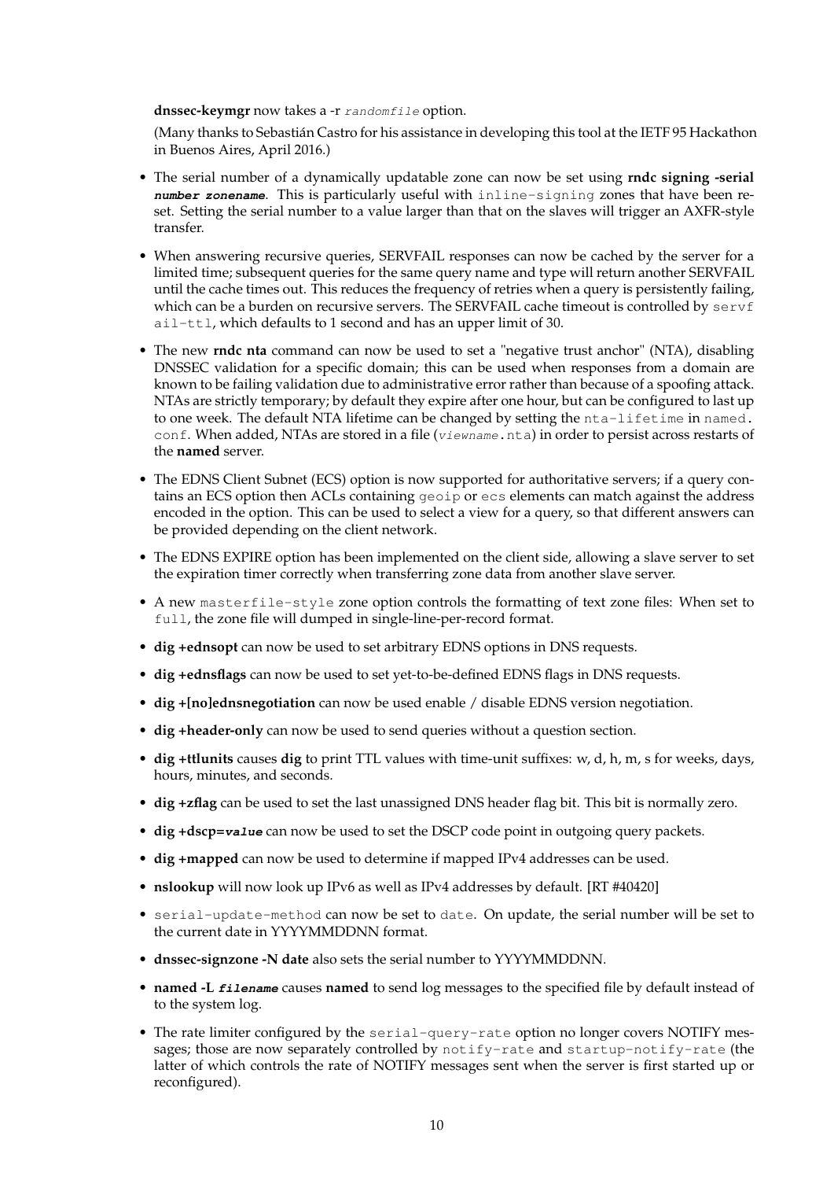**dnssec-keymgr** now takes a -r `randomfile` option.

(Many thanks to Sebastián Castro for his assistance in developing this tool at the IETF 95 Hackathon in Buenos Aires, April 2016.)

- The serial number of a dynamically updatable zone can now be set using **rndc signing -serial *number zonename***. This is particularly useful with `inline-signing` zones that have been reset. Setting the serial number to a value larger than that on the slaves will trigger an AXFR-style transfer.
- When answering recursive queries, SERVFAIL responses can now be cached by the server for a limited time; subsequent queries for the same query name and type will return another SERVFAIL until the cache times out. This reduces the frequency of retries when a query is persistently failing, which can be a burden on recursive servers. The SERVFAIL cache timeout is controlled by `servfail-ttl`, which defaults to 1 second and has an upper limit of 30.
- The new **rndc nta** command can now be used to set a "negative trust anchor" (NTA), disabling DNSSEC validation for a specific domain; this can be used when responses from a domain are known to be failing validation due to administrative error rather than because of a spoofing attack. NTAs are strictly temporary; by default they expire after one hour, but can be configured to last up to one week. The default NTA lifetime can be changed by setting the `nta-lifetime` in `named.conf`. When added, NTAs are stored in a file (`viewname.nta`) in order to persist across restarts of the **named** server.
- The EDNS Client Subnet (ECS) option is now supported for authoritative servers; if a query contains an ECS option then ACLs containing `geoip` or `ecs` elements can match against the address encoded in the option. This can be used to select a view for a query, so that different answers can be provided depending on the client network.
- The EDNS EXPIRE option has been implemented on the client side, allowing a slave server to set the expiration timer correctly when transferring zone data from another slave server.
- A new `masterfile-style` zone option controls the formatting of text zone files: When set to `full`, the zone file will dumped in single-line-per-record format.
- **dig +ednsopt** can now be used to set arbitrary EDNS options in DNS requests.
- **dig +ednsflags** can now be used to set yet-to-be-defined EDNS flags in DNS requests.
- **dig +[no]ednsnegotiation** can now be used enable / disable EDNS version negotiation.
- **dig +header-only** can now be used to send queries without a question section.
- **dig +ttlunits** causes **dig** to print TTL values with time-unit suffixes: w, d, h, m, s for weeks, days, hours, minutes, and seconds.
- **dig +zflag** can be used to set the last unassigned DNS header flag bit. This bit is normally zero.
- **dig +dscp=*value*** can now be used to set the DSCP code point in outgoing query packets.
- **dig +mapped** can now be used to determine if mapped IPv4 addresses can be used.
- **nslookup** will now look up IPv6 as well as IPv4 addresses by default. [RT #40420]
- `serial-update-method` can now be set to `date`. On update, the serial number will be set to the current date in YYYYMMDDNN format.
- **dnssec-signzone -N date** also sets the serial number to YYYYMMDDNN.
- **named -L *filename*** causes **named** to send log messages to the specified file by default instead of to the system log.
- The rate limiter configured by the `serial-query-rate` option no longer covers NOTIFY messages; those are now separately controlled by `notify-rate` and `startup-notify-rate` (the latter of which controls the rate of NOTIFY messages sent when the server is first started up or reconfigured).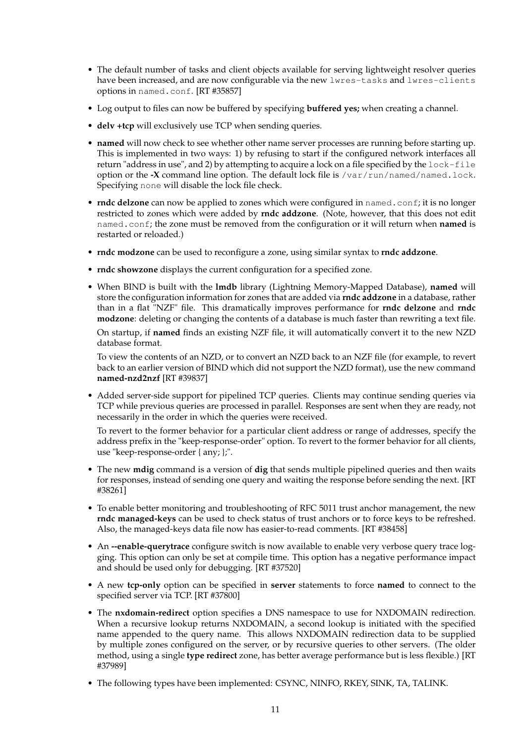- The default number of tasks and client objects available for serving lightweight resolver queries have been increased, and are now configurable via the new `lwres-tasks` and `lwres-clients` options in `named.conf`. [RT #35857]

- Log output to files can now be buffered by specifying **buffered yes;** when creating a channel.

- **delv +tcp** will exclusively use TCP when sending queries.

- **named** will now check to see whether other name server processes are running before starting up. This is implemented in two ways: 1) by refusing to start if the configured network interfaces all return "address in use", and 2) by attempting to acquire a lock on a file specified by the `lock-file` option or the **-X** command line option. The default lock file is `/var/run/named/named.lock`. Specifying `none` will disable the lock file check.

- **rndc delzone** can now be applied to zones which were configured in `named.conf`; it is no longer restricted to zones which were added by **rndc addzone**. (Note, however, that this does not edit `named.conf`; the zone must be removed from the configuration or it will return when **named** is restarted or reloaded.)

- **rndc modzone** can be used to reconfigure a zone, using similar syntax to **rndc addzone**.

- **rndc showzone** displays the current configuration for a specified zone.

- When BIND is built with the **lmdb** library (Lightning Memory-Mapped Database), **named** will store the configuration information for zones that are added via **rndc addzone** in a database, rather than in a flat "NZF" file. This dramatically improves performance for **rndc delzone** and **rndc modzone**: deleting or changing the contents of a database is much faster than rewriting a text file.

  On startup, if **named** finds an existing NZF file, it will automatically convert it to the new NZD database format.

  To view the contents of an NZD, or to convert an NZD back to an NZF file (for example, to revert back to an earlier version of BIND which did not support the NZD format), use the new command **named-nzd2nzf** [RT #39837]

- Added server-side support for pipelined TCP queries. Clients may continue sending queries via TCP while previous queries are processed in parallel. Responses are sent when they are ready, not necessarily in the order in which the queries were received.

  To revert to the former behavior for a particular client address or range of addresses, specify the address prefix in the "keep-response-order" option. To revert to the former behavior for all clients, use "keep-response-order { any; };".

- The new **mdig** command is a version of **dig** that sends multiple pipelined queries and then waits for responses, instead of sending one query and waiting the response before sending the next. [RT #38261]

- To enable better monitoring and troubleshooting of RFC 5011 trust anchor management, the new **rndc managed-keys** can be used to check status of trust anchors or to force keys to be refreshed. Also, the managed-keys data file now has easier-to-read comments. [RT #38458]

- An **--enable-querytrace** configure switch is now available to enable very verbose query trace logging. This option can only be set at compile time. This option has a negative performance impact and should be used only for debugging. [RT #37520]

- A new **tcp-only** option can be specified in **server** statements to force **named** to connect to the specified server via TCP. [RT #37800]

- The **nxdomain-redirect** option specifies a DNS namespace to use for NXDOMAIN redirection. When a recursive lookup returns NXDOMAIN, a second lookup is initiated with the specified name appended to the query name. This allows NXDOMAIN redirection data to be supplied by multiple zones configured on the server, or by recursive queries to other servers. (The older method, using a single **type redirect** zone, has better average performance but is less flexible.) [RT #37989]

- The following types have been implemented: CSYNC, NINFO, RKEY, SINK, TA, TALINK.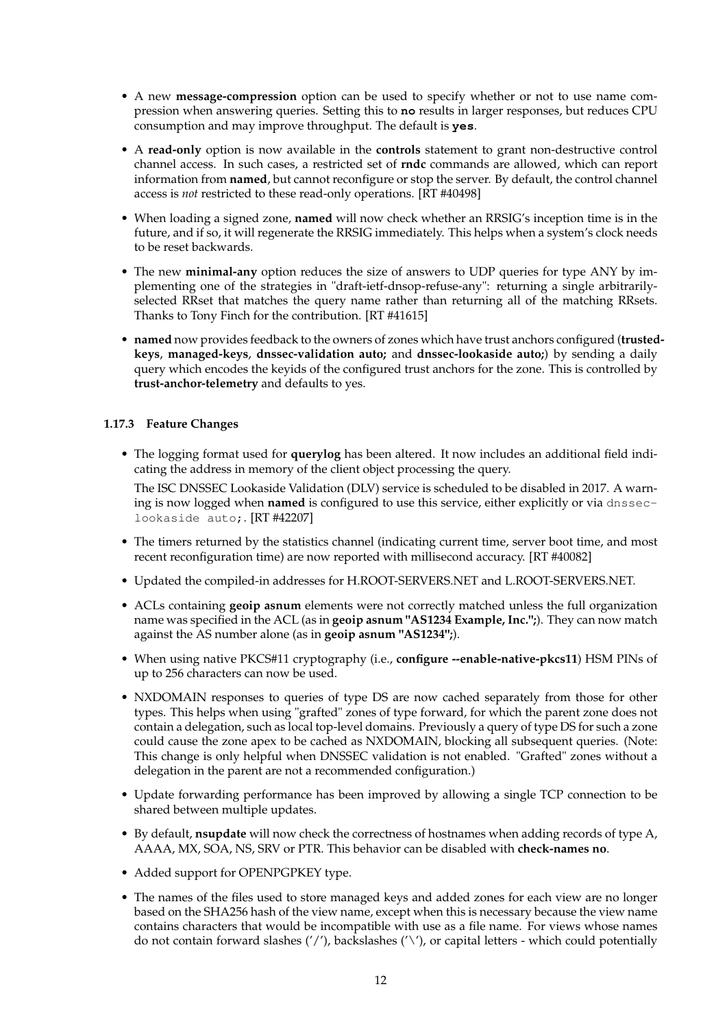- A new **message-compression** option can be used to specify whether or not to use name compression when answering queries. Setting this to **no** results in larger responses, but reduces CPU consumption and may improve throughput. The default is **yes**.
- A **read-only** option is now available in the **controls** statement to grant non-destructive control channel access. In such cases, a restricted set of **rndc** commands are allowed, which can report information from **named**, but cannot reconfigure or stop the server. By default, the control channel access is *not* restricted to these read-only operations. [RT #40498]
- When loading a signed zone, **named** will now check whether an RRSIG's inception time is in the future, and if so, it will regenerate the RRSIG immediately. This helps when a system's clock needs to be reset backwards.
- The new **minimal-any** option reduces the size of answers to UDP queries for type ANY by implementing one of the strategies in "draft-ietf-dnsop-refuse-any": returning a single arbitrarily-selected RRset that matches the query name rather than returning all of the matching RRsets. Thanks to Tony Finch for the contribution. [RT #41615]
- **named** now provides feedback to the owners of zones which have trust anchors configured (**trusted-keys**, **managed-keys**, **dnssec-validation auto;** and **dnssec-lookaside auto;**) by sending a daily query which encodes the keyids of the configured trust anchors for the zone. This is controlled by **trust-anchor-telemetry** and defaults to yes.

### 1.17.3 Feature Changes

- The logging format used for **querylog** has been altered. It now includes an additional field indicating the address in memory of the client object processing the query.

  The ISC DNSSEC Lookaside Validation (DLV) service is scheduled to be disabled in 2017. A warning is now logged when **named** is configured to use this service, either explicitly or via `dnssec-lookaside auto;`. [RT #42207]
- The timers returned by the statistics channel (indicating current time, server boot time, and most recent reconfiguration time) are now reported with millisecond accuracy. [RT #40082]
- Updated the compiled-in addresses for H.ROOT-SERVERS.NET and L.ROOT-SERVERS.NET.
- ACLs containing **geoip asnum** elements were not correctly matched unless the full organization name was specified in the ACL (as in **geoip asnum "AS1234 Example, Inc.";**). They can now match against the AS number alone (as in **geoip asnum "AS1234";**).
- When using native PKCS#11 cryptography (i.e., **configure --enable-native-pkcs11**) HSM PINs of up to 256 characters can now be used.
- NXDOMAIN responses to queries of type DS are now cached separately from those for other types. This helps when using "grafted" zones of type forward, for which the parent zone does not contain a delegation, such as local top-level domains. Previously a query of type DS for such a zone could cause the zone apex to be cached as NXDOMAIN, blocking all subsequent queries. (Note: This change is only helpful when DNSSEC validation is not enabled. "Grafted" zones without a delegation in the parent are not a recommended configuration.)
- Update forwarding performance has been improved by allowing a single TCP connection to be shared between multiple updates.
- By default, **nsupdate** will now check the correctness of hostnames when adding records of type A, AAAA, MX, SOA, NS, SRV or PTR. This behavior can be disabled with **check-names no**.
- Added support for OPENPGPKEY type.
- The names of the files used to store managed keys and added zones for each view are no longer based on the SHA256 hash of the view name, except when this is necessary because the view name contains characters that would be incompatible with use as a file name. For views whose names do not contain forward slashes ('/'), backslashes ('\'), or capital letters - which could potentially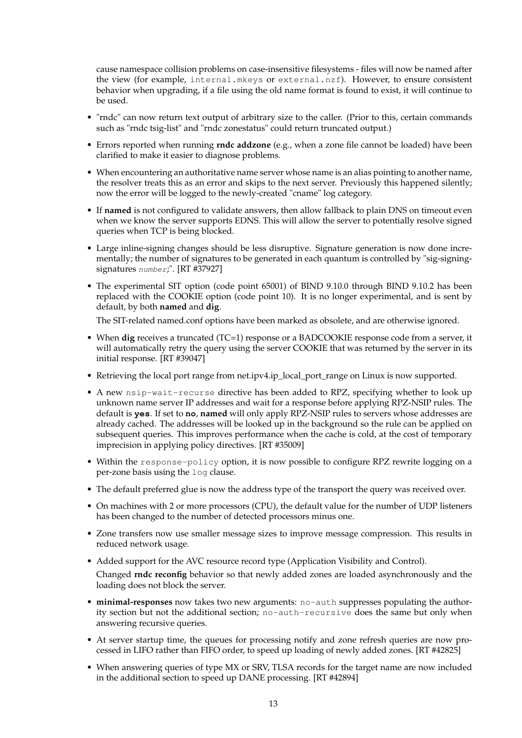cause namespace collision problems on case-insensitive filesystems - files will now be named after the view (for example, `internal.mkeys` or `external.nzf`). However, to ensure consistent behavior when upgrading, if a file using the old name format is found to exist, it will continue to be used.

- "rndc" can now return text output of arbitrary size to the caller. (Prior to this, certain commands such as "rndc tsig-list" and "rndc zonestatus" could return truncated output.)
- Errors reported when running **rndc addzone** (e.g., when a zone file cannot be loaded) have been clarified to make it easier to diagnose problems.
- When encountering an authoritative name server whose name is an alias pointing to another name, the resolver treats this as an error and skips to the next server. Previously this happened silently; now the error will be logged to the newly-created "cname" log category.
- If **named** is not configured to validate answers, then allow fallback to plain DNS on timeout even when we know the server supports EDNS. This will allow the server to potentially resolve signed queries when TCP is being blocked.
- Large inline-signing changes should be less disruptive. Signature generation is now done incrementally; the number of signatures to be generated in each quantum is controlled by "sig-signing-signatures *number*;". [RT #37927]
- The experimental SIT option (code point 65001) of BIND 9.10.0 through BIND 9.10.2 has been replaced with the COOKIE option (code point 10). It is no longer experimental, and is sent by default, by both **named** and **dig**.

  The SIT-related named.conf options have been marked as obsolete, and are otherwise ignored.
- When **dig** receives a truncated (TC=1) response or a BADCOOKIE response code from a server, it will automatically retry the query using the server COOKIE that was returned by the server in its initial response. [RT #39047]
- Retrieving the local port range from net.ipv4.ip_local_port_range on Linux is now supported.
- A new `nsip-wait-recurse` directive has been added to RPZ, specifying whether to look up unknown name server IP addresses and wait for a response before applying RPZ-NSIP rules. The default is **`yes`**. If set to **`no`**, **named** will only apply RPZ-NSIP rules to servers whose addresses are already cached. The addresses will be looked up in the background so the rule can be applied on subsequent queries. This improves performance when the cache is cold, at the cost of temporary imprecision in applying policy directives. [RT #35009]
- Within the `response-policy` option, it is now possible to configure RPZ rewrite logging on a per-zone basis using the `log` clause.
- The default preferred glue is now the address type of the transport the query was received over.
- On machines with 2 or more processors (CPU), the default value for the number of UDP listeners has been changed to the number of detected processors minus one.
- Zone transfers now use smaller message sizes to improve message compression. This results in reduced network usage.
- Added support for the AVC resource record type (Application Visibility and Control).

  Changed **rndc reconfig** behavior so that newly added zones are loaded asynchronously and the loading does not block the server.
- **minimal-responses** now takes two new arguments: `no-auth` suppresses populating the authority section but not the additional section; `no-auth-recursive` does the same but only when answering recursive queries.
- At server startup time, the queues for processing notify and zone refresh queries are now processed in LIFO rather than FIFO order, to speed up loading of newly added zones. [RT #42825]
- When answering queries of type MX or SRV, TLSA records for the target name are now included in the additional section to speed up DANE processing. [RT #42894]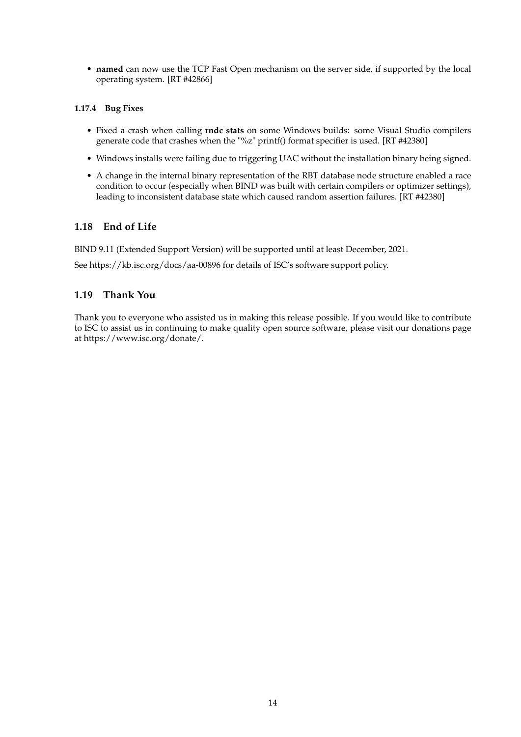- **named** can now use the TCP Fast Open mechanism on the server side, if supported by the local operating system. [RT #42866]

#### 1.17.4 Bug Fixes

- Fixed a crash when calling **rndc stats** on some Windows builds: some Visual Studio compilers generate code that crashes when the "%z" printf() format specifier is used. [RT #42380]
- Windows installs were failing due to triggering UAC without the installation binary being signed.
- A change in the internal binary representation of the RBT database node structure enabled a race condition to occur (especially when BIND was built with certain compilers or optimizer settings), leading to inconsistent database state which caused random assertion failures. [RT #42380]

### 1.18 End of Life

BIND 9.11 (Extended Support Version) will be supported until at least December, 2021.

See https://kb.isc.org/docs/aa-00896 for details of ISC's software support policy.

### 1.19 Thank You

Thank you to everyone who assisted us in making this release possible. If you would like to contribute to ISC to assist us in continuing to make quality open source software, please visit our donations page at https://www.isc.org/donate/.